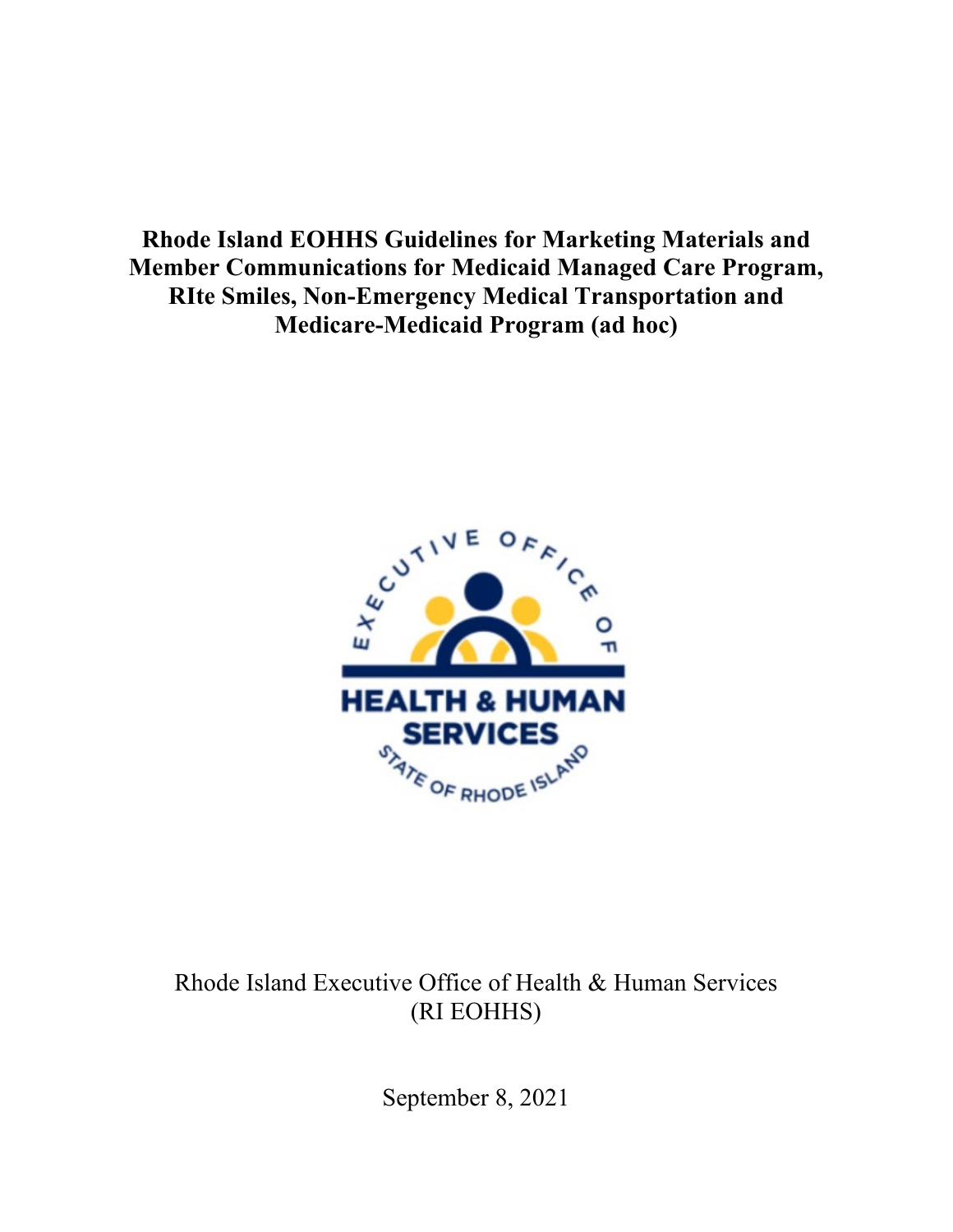# Rhode Island EOHHS Guidelines for Marketing Materials and Member Communications for Medicaid Managed Care Program, RIte Smiles, Non-Emergency Medical Transportation and Medicare-Medicaid Program (ad hoc)

Rhode Island Executive Office of Health & Human Services
(RI EOHHS)

September 8, 2021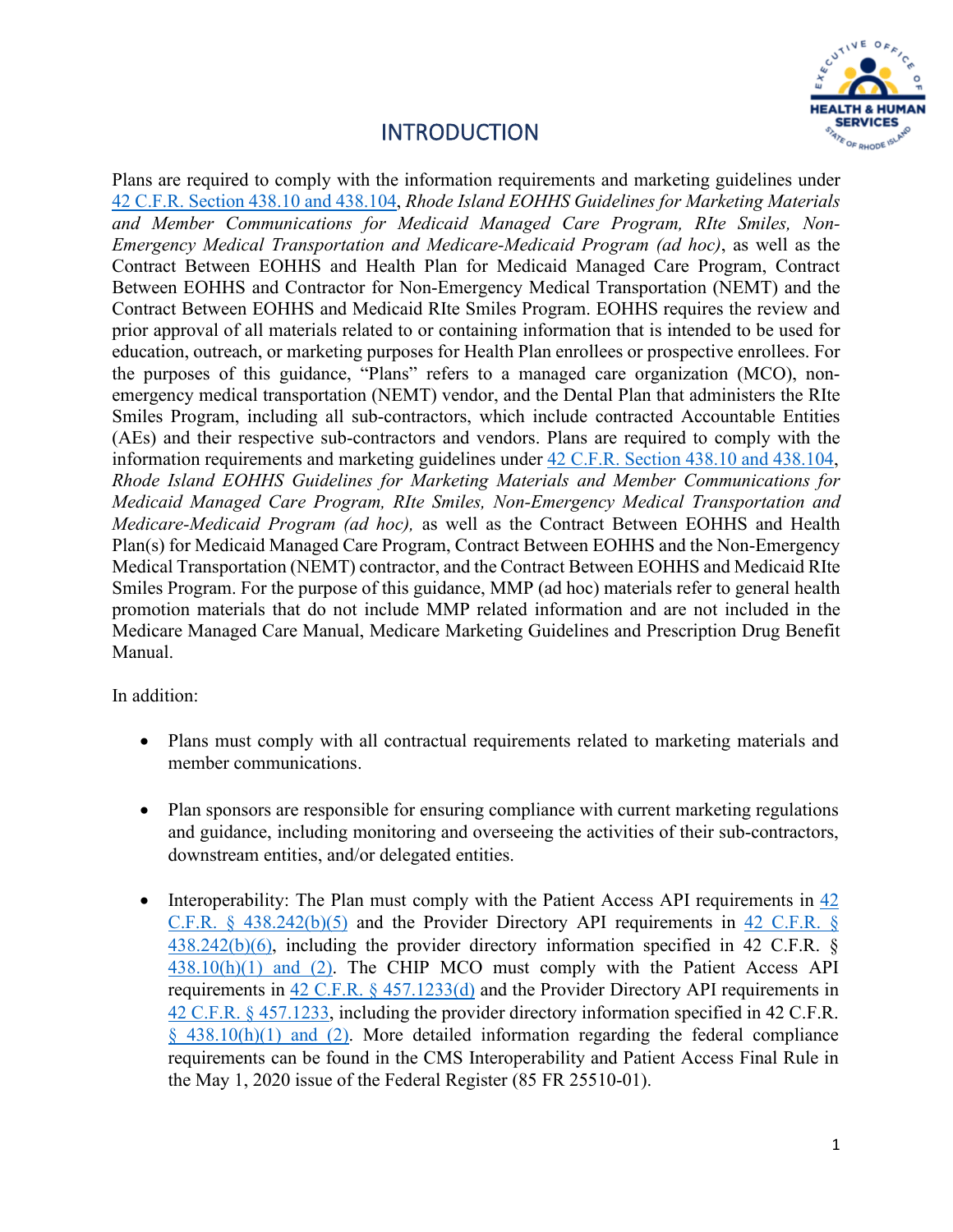# INTRODUCTION

Plans are required to comply with the information requirements and marketing guidelines under 42 C.F.R. Section 438.10 and 438.104, *Rhode Island EOHHS Guidelines for Marketing Materials and Member Communications for Medicaid Managed Care Program, RIte Smiles, Non-Emergency Medical Transportation and Medicare-Medicaid Program (ad hoc)*, as well as the Contract Between EOHHS and Health Plan for Medicaid Managed Care Program, Contract Between EOHHS and Contractor for Non-Emergency Medical Transportation (NEMT) and the Contract Between EOHHS and Medicaid RIte Smiles Program. EOHHS requires the review and prior approval of all materials related to or containing information that is intended to be used for education, outreach, or marketing purposes for Health Plan enrollees or prospective enrollees. For the purposes of this guidance, "Plans" refers to a managed care organization (MCO), non-emergency medical transportation (NEMT) vendor, and the Dental Plan that administers the RIte Smiles Program, including all sub-contractors, which include contracted Accountable Entities (AEs) and their respective sub-contractors and vendors. Plans are required to comply with the information requirements and marketing guidelines under 42 C.F.R. Section 438.10 and 438.104, *Rhode Island EOHHS Guidelines for Marketing Materials and Member Communications for Medicaid Managed Care Program, RIte Smiles, Non-Emergency Medical Transportation and Medicare-Medicaid Program (ad hoc),* as well as the Contract Between EOHHS and Health Plan(s) for Medicaid Managed Care Program, Contract Between EOHHS and the Non-Emergency Medical Transportation (NEMT) contractor, and the Contract Between EOHHS and Medicaid RIte Smiles Program. For the purpose of this guidance, MMP (ad hoc) materials refer to general health promotion materials that do not include MMP related information and are not included in the Medicare Managed Care Manual, Medicare Marketing Guidelines and Prescription Drug Benefit Manual.

In addition:

- Plans must comply with all contractual requirements related to marketing materials and member communications.

- Plan sponsors are responsible for ensuring compliance with current marketing regulations and guidance, including monitoring and overseeing the activities of their sub-contractors, downstream entities, and/or delegated entities.

- Interoperability: The Plan must comply with the Patient Access API requirements in 42 C.F.R. § 438.242(b)(5) and the Provider Directory API requirements in 42 C.F.R. § 438.242(b)(6), including the provider directory information specified in 42 C.F.R. § 438.10(h)(1) and (2). The CHIP MCO must comply with the Patient Access API requirements in 42 C.F.R. § 457.1233(d) and the Provider Directory API requirements in 42 C.F.R. § 457.1233, including the provider directory information specified in 42 C.F.R. § 438.10(h)(1) and (2). More detailed information regarding the federal compliance requirements can be found in the CMS Interoperability and Patient Access Final Rule in the May 1, 2020 issue of the Federal Register (85 FR 25510-01).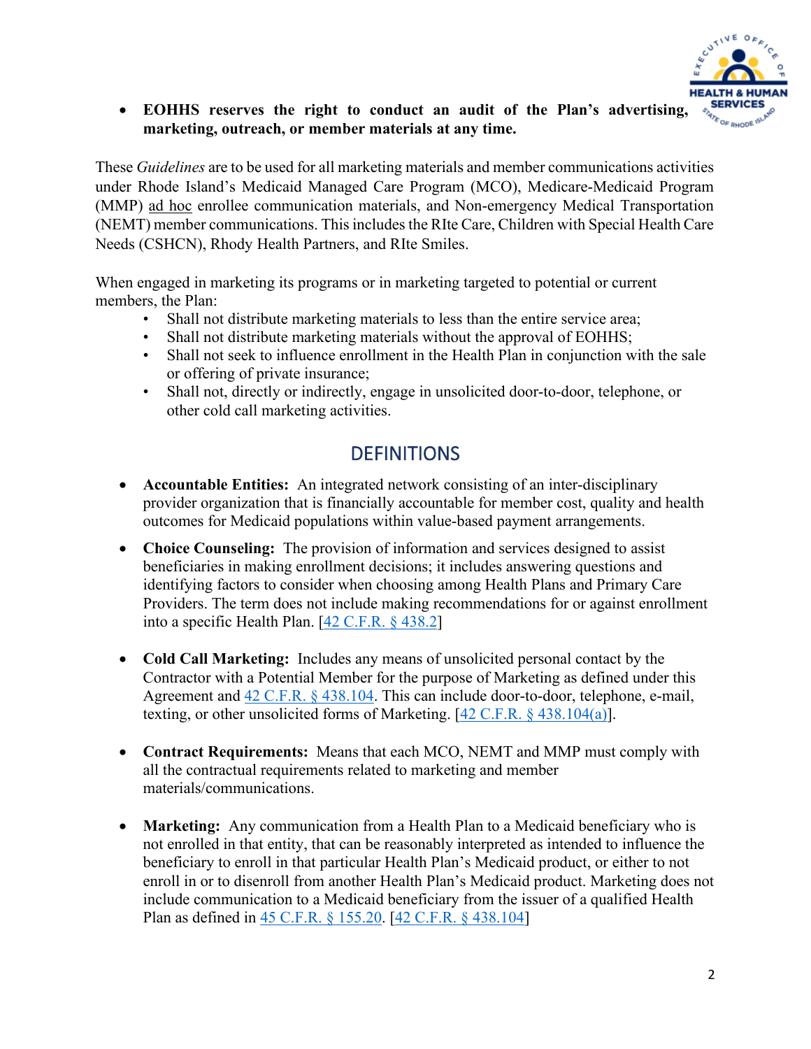- **EOHHS reserves the right to conduct an audit of the Plan's advertising, marketing, outreach, or member materials at any time.**

These *Guidelines* are to be used for all marketing materials and member communications activities under Rhode Island's Medicaid Managed Care Program (MCO), Medicare-Medicaid Program (MMP) ad hoc enrollee communication materials, and Non-emergency Medical Transportation (NEMT) member communications. This includes the RIte Care, Children with Special Health Care Needs (CSHCN), Rhody Health Partners, and RIte Smiles.

When engaged in marketing its programs or in marketing targeted to potential or current members, the Plan:

- Shall not distribute marketing materials to less than the entire service area;
- Shall not distribute marketing materials without the approval of EOHHS;
- Shall not seek to influence enrollment in the Health Plan in conjunction with the sale or offering of private insurance;
- Shall not, directly or indirectly, engage in unsolicited door-to-door, telephone, or other cold call marketing activities.

## DEFINITIONS

- **Accountable Entities:** An integrated network consisting of an inter-disciplinary provider organization that is financially accountable for member cost, quality and health outcomes for Medicaid populations within value-based payment arrangements.
- **Choice Counseling:** The provision of information and services designed to assist beneficiaries in making enrollment decisions; it includes answering questions and identifying factors to consider when choosing among Health Plans and Primary Care Providers. The term does not include making recommendations for or against enrollment into a specific Health Plan. [42 C.F.R. § 438.2]
- **Cold Call Marketing:** Includes any means of unsolicited personal contact by the Contractor with a Potential Member for the purpose of Marketing as defined under this Agreement and 42 C.F.R. § 438.104. This can include door-to-door, telephone, e-mail, texting, or other unsolicited forms of Marketing. [42 C.F.R. § 438.104(a)].
- **Contract Requirements:** Means that each MCO, NEMT and MMP must comply with all the contractual requirements related to marketing and member materials/communications.
- **Marketing:** Any communication from a Health Plan to a Medicaid beneficiary who is not enrolled in that entity, that can be reasonably interpreted as intended to influence the beneficiary to enroll in that particular Health Plan's Medicaid product, or either to not enroll in or to disenroll from another Health Plan's Medicaid product. Marketing does not include communication to a Medicaid beneficiary from the issuer of a qualified Health Plan as defined in 45 C.F.R. § 155.20. [42 C.F.R. § 438.104]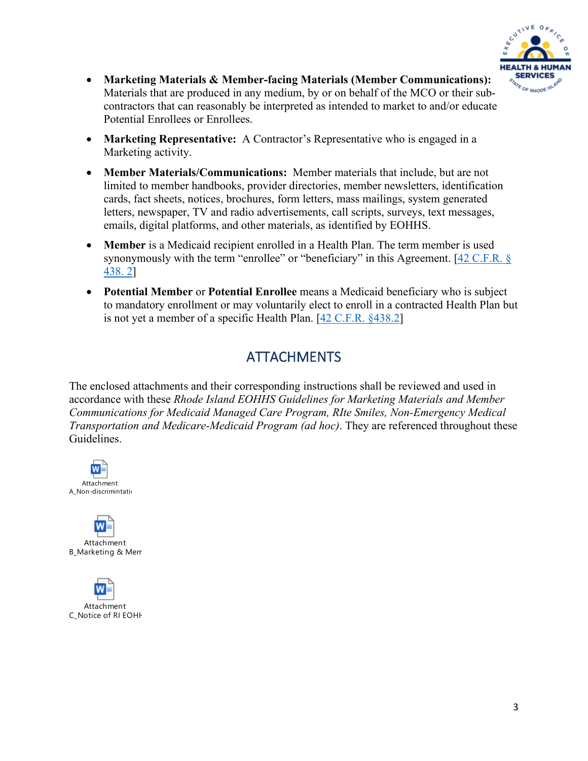- **Marketing Materials & Member-facing Materials (Member Communications):** Materials that are produced in any medium, by or on behalf of the MCO or their sub-contractors that can reasonably be interpreted as intended to market to and/or educate Potential Enrollees or Enrollees.
- **Marketing Representative:** A Contractor's Representative who is engaged in a Marketing activity.
- **Member Materials/Communications:** Member materials that include, but are not limited to member handbooks, provider directories, member newsletters, identification cards, fact sheets, notices, brochures, form letters, mass mailings, system generated letters, newspaper, TV and radio advertisements, call scripts, surveys, text messages, emails, digital platforms, and other materials, as identified by EOHHS.
- **Member** is a Medicaid recipient enrolled in a Health Plan. The term member is used synonymously with the term "enrollee" or "beneficiary" in this Agreement. [42 C.F.R. § 438. 2]
- **Potential Member** or **Potential Enrollee** means a Medicaid beneficiary who is subject to mandatory enrollment or may voluntarily elect to enroll in a contracted Health Plan but is not yet a member of a specific Health Plan. [42 C.F.R. §438.2]

## ATTACHMENTS

The enclosed attachments and their corresponding instructions shall be reviewed and used in accordance with these *Rhode Island EOHHS Guidelines for Marketing Materials and Member Communications for Medicaid Managed Care Program, RIte Smiles, Non-Emergency Medical Transportation and Medicare-Medicaid Program (ad hoc)*. They are referenced throughout these Guidelines.

Attachment A_Non-discrimintati

Attachment B_Marketing & Mem

Attachment C_Notice of RI EOHH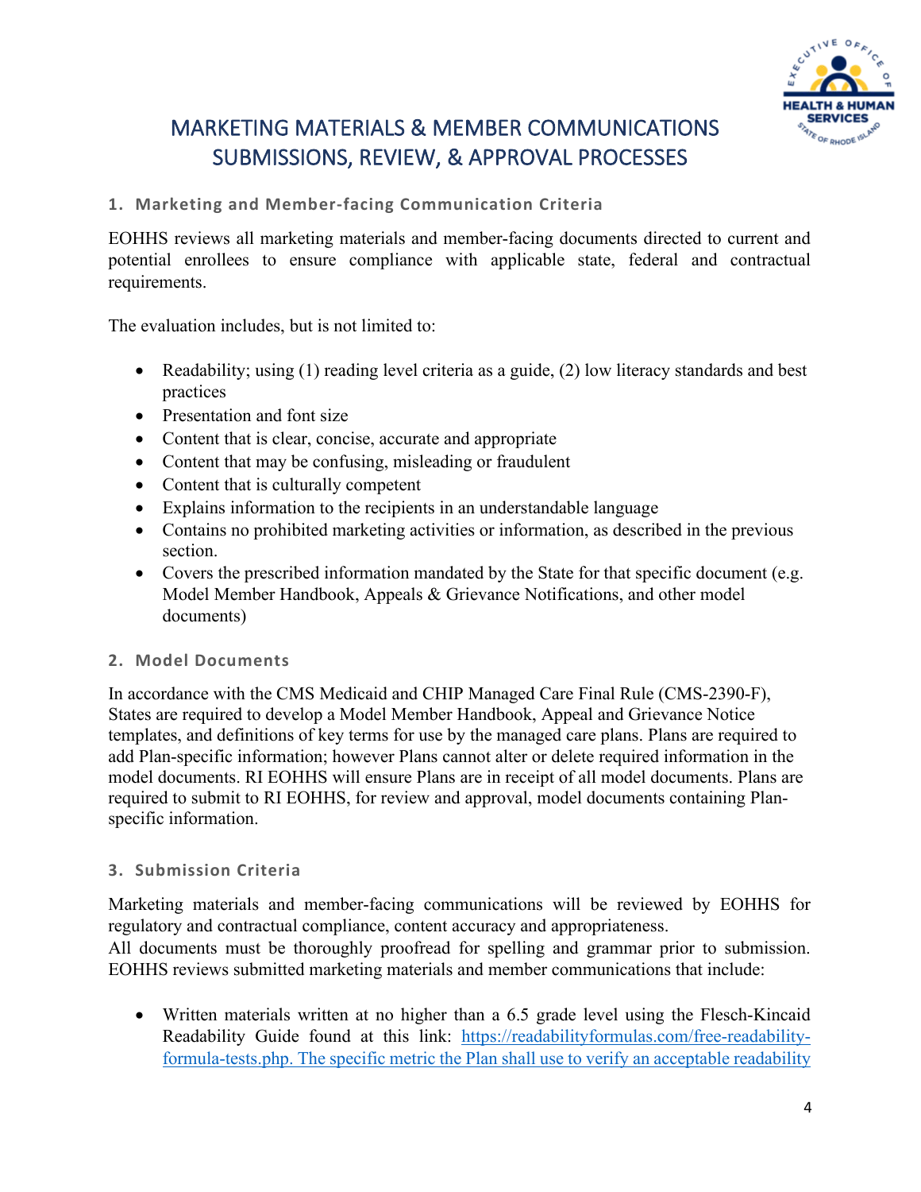# MARKETING MATERIALS & MEMBER COMMUNICATIONS SUBMISSIONS, REVIEW, & APPROVAL PROCESSES

## 1. Marketing and Member-facing Communication Criteria

EOHHS reviews all marketing materials and member-facing documents directed to current and potential enrollees to ensure compliance with applicable state, federal and contractual requirements.

The evaluation includes, but is not limited to:

- Readability; using (1) reading level criteria as a guide, (2) low literacy standards and best practices
- Presentation and font size
- Content that is clear, concise, accurate and appropriate
- Content that may be confusing, misleading or fraudulent
- Content that is culturally competent
- Explains information to the recipients in an understandable language
- Contains no prohibited marketing activities or information, as described in the previous section.
- Covers the prescribed information mandated by the State for that specific document (e.g. Model Member Handbook, Appeals & Grievance Notifications, and other model documents)

## 2. Model Documents

In accordance with the CMS Medicaid and CHIP Managed Care Final Rule (CMS-2390-F), States are required to develop a Model Member Handbook, Appeal and Grievance Notice templates, and definitions of key terms for use by the managed care plans. Plans are required to add Plan-specific information; however Plans cannot alter or delete required information in the model documents. RI EOHHS will ensure Plans are in receipt of all model documents. Plans are required to submit to RI EOHHS, for review and approval, model documents containing Plan-specific information.

## 3. Submission Criteria

Marketing materials and member-facing communications will be reviewed by EOHHS for regulatory and contractual compliance, content accuracy and appropriateness.
All documents must be thoroughly proofread for spelling and grammar prior to submission. EOHHS reviews submitted marketing materials and member communications that include:

- Written materials written at no higher than a 6.5 grade level using the Flesch-Kincaid Readability Guide found at this link: [https://readabilityformulas.com/free-readability-formula-tests.php](https://readabilityformulas.com/free-readability-formula-tests.php). The specific metric the Plan shall use to verify an acceptable readability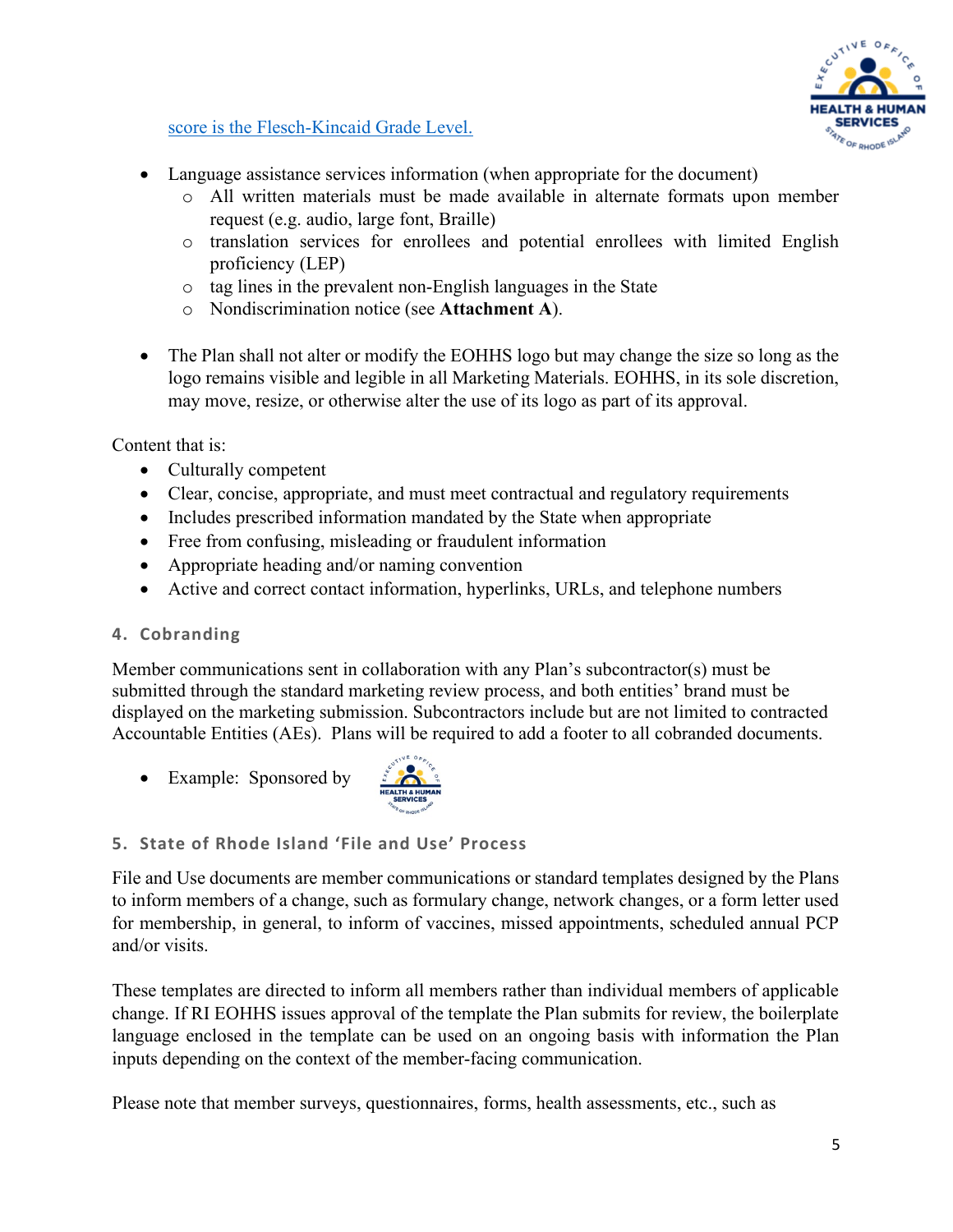[score is the Flesch-Kincaid Grade Level.](#)

- Language assistance services information (when appropriate for the document)
  - All written materials must be made available in alternate formats upon member request (e.g. audio, large font, Braille)
  - translation services for enrollees and potential enrollees with limited English proficiency (LEP)
  - tag lines in the prevalent non-English languages in the State
  - Nondiscrimination notice (see **Attachment A**).

- The Plan shall not alter or modify the EOHHS logo but may change the size so long as the logo remains visible and legible in all Marketing Materials. EOHHS, in its sole discretion, may move, resize, or otherwise alter the use of its logo as part of its approval.

Content that is:

- Culturally competent
- Clear, concise, appropriate, and must meet contractual and regulatory requirements
- Includes prescribed information mandated by the State when appropriate
- Free from confusing, misleading or fraudulent information
- Appropriate heading and/or naming convention
- Active and correct contact information, hyperlinks, URLs, and telephone numbers

### 4. Cobranding

Member communications sent in collaboration with any Plan's subcontractor(s) must be submitted through the standard marketing review process, and both entities' brand must be displayed on the marketing submission. Subcontractors include but are not limited to contracted Accountable Entities (AEs). Plans will be required to add a footer to all cobranded documents.

- Example: Sponsored by

### 5. State of Rhode Island 'File and Use' Process

File and Use documents are member communications or standard templates designed by the Plans to inform members of a change, such as formulary change, network changes, or a form letter used for membership, in general, to inform of vaccines, missed appointments, scheduled annual PCP and/or visits.

These templates are directed to inform all members rather than individual members of applicable change. If RI EOHHS issues approval of the template the Plan submits for review, the boilerplate language enclosed in the template can be used on an ongoing basis with information the Plan inputs depending on the context of the member-facing communication.

Please note that member surveys, questionnaires, forms, health assessments, etc., such as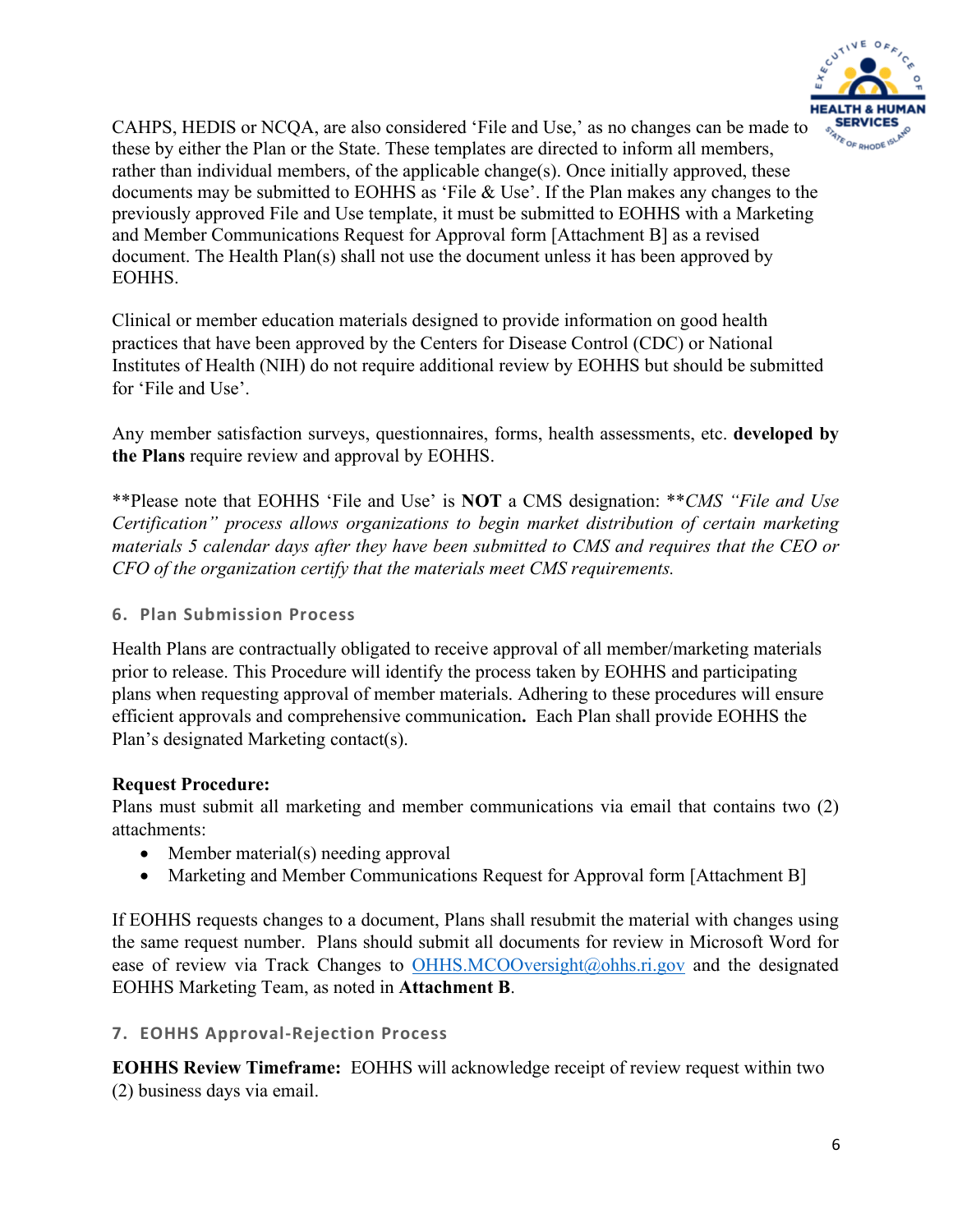CAHPS, HEDIS or NCQA, are also considered 'File and Use,' as no changes can be made to these by either the Plan or the State. These templates are directed to inform all members, rather than individual members, of the applicable change(s). Once initially approved, these documents may be submitted to EOHHS as 'File & Use'. If the Plan makes any changes to the previously approved File and Use template, it must be submitted to EOHHS with a Marketing and Member Communications Request for Approval form [Attachment B] as a revised document. The Health Plan(s) shall not use the document unless it has been approved by EOHHS.

Clinical or member education materials designed to provide information on good health practices that have been approved by the Centers for Disease Control (CDC) or National Institutes of Health (NIH) do not require additional review by EOHHS but should be submitted for 'File and Use'.

Any member satisfaction surveys, questionnaires, forms, health assessments, etc. **developed by the Plans** require review and approval by EOHHS.

**Please note that EOHHS 'File and Use' is **NOT** a CMS designation: ***CMS "File and Use Certification" process allows organizations to begin market distribution of certain marketing materials 5 calendar days after they have been submitted to CMS and requires that the CEO or CFO of the organization certify that the materials meet CMS requirements.*

## 6. Plan Submission Process

Health Plans are contractually obligated to receive approval of all member/marketing materials prior to release. This Procedure will identify the process taken by EOHHS and participating plans when requesting approval of member materials. Adhering to these procedures will ensure efficient approvals and comprehensive communication**.** Each Plan shall provide EOHHS the Plan's designated Marketing contact(s).

**Request Procedure:**
Plans must submit all marketing and member communications via email that contains two (2) attachments:

- Member material(s) needing approval
- Marketing and Member Communications Request for Approval form [Attachment B]

If EOHHS requests changes to a document, Plans shall resubmit the material with changes using the same request number. Plans should submit all documents for review in Microsoft Word for ease of review via Track Changes to OHHS.MCOOversight@ohhs.ri.gov and the designated EOHHS Marketing Team, as noted in **Attachment B**.

## 7. EOHHS Approval-Rejection Process

**EOHHS Review Timeframe:** EOHHS will acknowledge receipt of review request within two (2) business days via email.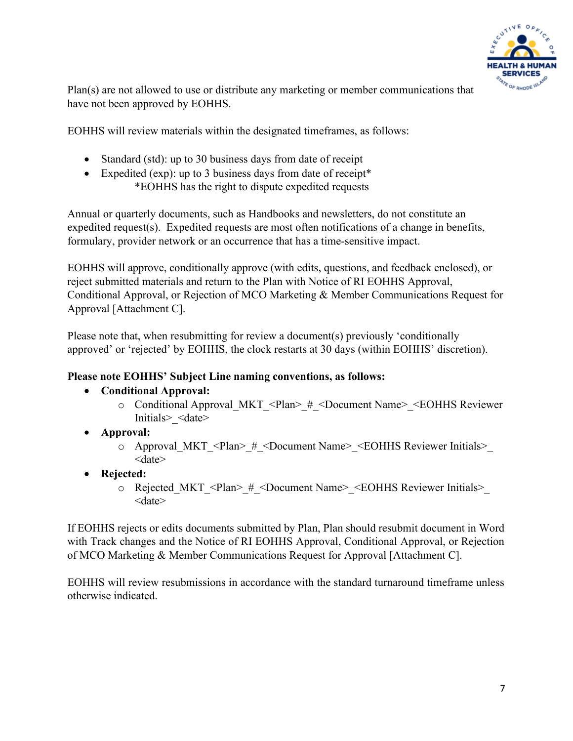Plan(s) are not allowed to use or distribute any marketing or member communications that have not been approved by EOHHS.

EOHHS will review materials within the designated timeframes, as follows:

- Standard (std): up to 30 business days from date of receipt
- Expedited (exp): up to 3 business days from date of receipt*
  *EOHHS has the right to dispute expedited requests

Annual or quarterly documents, such as Handbooks and newsletters, do not constitute an expedited request(s). Expedited requests are most often notifications of a change in benefits, formulary, provider network or an occurrence that has a time-sensitive impact.

EOHHS will approve, conditionally approve (with edits, questions, and feedback enclosed), or reject submitted materials and return to the Plan with Notice of RI EOHHS Approval, Conditional Approval, or Rejection of MCO Marketing & Member Communications Request for Approval [Attachment C].

Please note that, when resubmitting for review a document(s) previously 'conditionally approved' or 'rejected' by EOHHS, the clock restarts at 30 days (within EOHHS' discretion).

**Please note EOHHS' Subject Line naming conventions, as follows:**

- **Conditional Approval:**
  - Conditional Approval_MKT_<Plan>_#_<Document Name>_<EOHHS Reviewer Initials>_<date>
- **Approval:**
  - Approval_MKT_<Plan>_#_<Document Name>_<EOHHS Reviewer Initials>_<date>
- **Rejected:**
  - Rejected_MKT_<Plan>_#_<Document Name>_<EOHHS Reviewer Initials>_<date>

If EOHHS rejects or edits documents submitted by Plan, Plan should resubmit document in Word with Track changes and the Notice of RI EOHHS Approval, Conditional Approval, or Rejection of MCO Marketing & Member Communications Request for Approval [Attachment C].

EOHHS will review resubmissions in accordance with the standard turnaround timeframe unless otherwise indicated.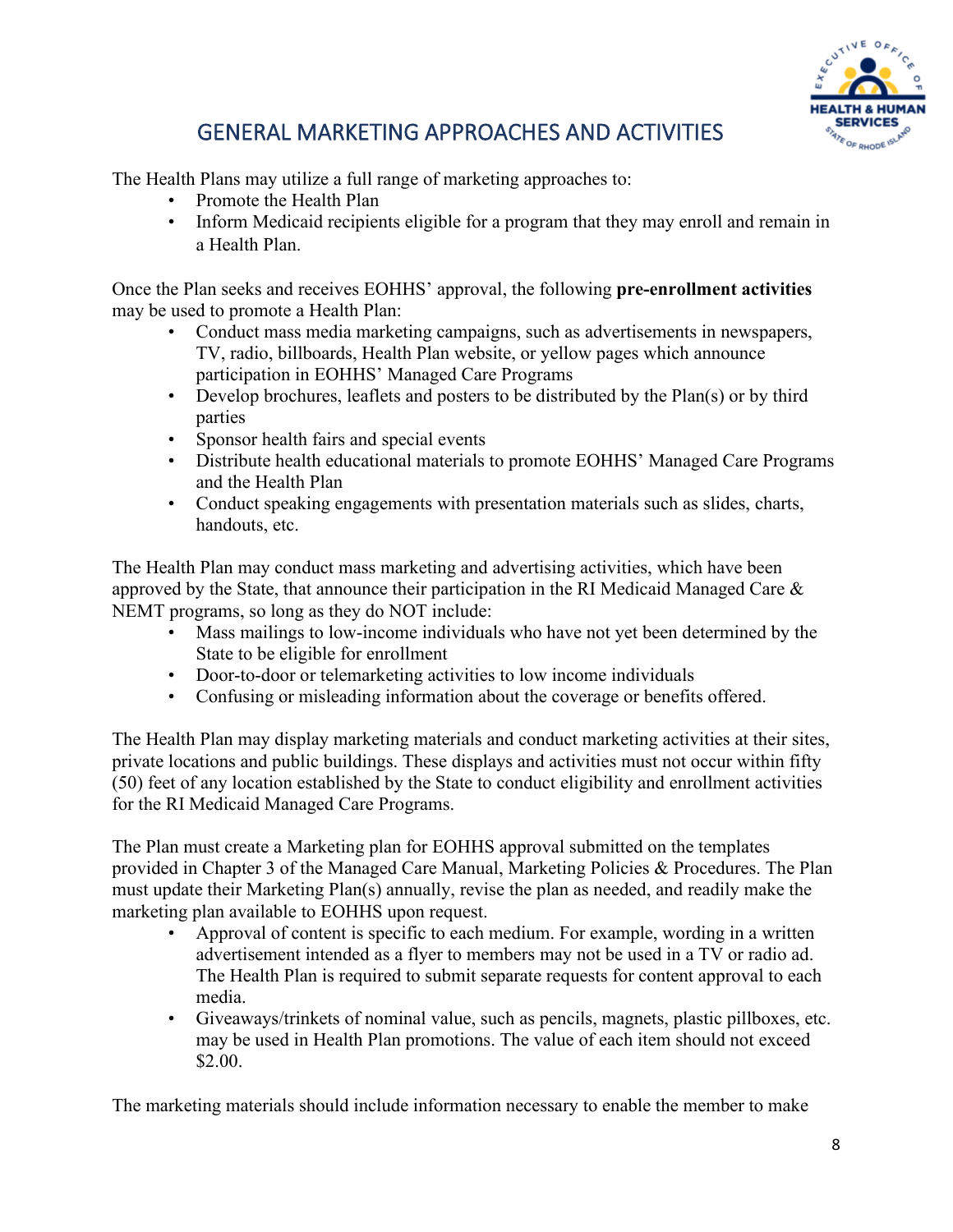## GENERAL MARKETING APPROACHES AND ACTIVITIES

The Health Plans may utilize a full range of marketing approaches to:

- Promote the Health Plan
- Inform Medicaid recipients eligible for a program that they may enroll and remain in a Health Plan.

Once the Plan seeks and receives EOHHS' approval, the following **pre-enrollment activities** may be used to promote a Health Plan:

- Conduct mass media marketing campaigns, such as advertisements in newspapers, TV, radio, billboards, Health Plan website, or yellow pages which announce participation in EOHHS' Managed Care Programs
- Develop brochures, leaflets and posters to be distributed by the Plan(s) or by third parties
- Sponsor health fairs and special events
- Distribute health educational materials to promote EOHHS' Managed Care Programs and the Health Plan
- Conduct speaking engagements with presentation materials such as slides, charts, handouts, etc.

The Health Plan may conduct mass marketing and advertising activities, which have been approved by the State, that announce their participation in the RI Medicaid Managed Care & NEMT programs, so long as they do NOT include:

- Mass mailings to low-income individuals who have not yet been determined by the State to be eligible for enrollment
- Door-to-door or telemarketing activities to low income individuals
- Confusing or misleading information about the coverage or benefits offered.

The Health Plan may display marketing materials and conduct marketing activities at their sites, private locations and public buildings. These displays and activities must not occur within fifty (50) feet of any location established by the State to conduct eligibility and enrollment activities for the RI Medicaid Managed Care Programs.

The Plan must create a Marketing plan for EOHHS approval submitted on the templates provided in Chapter 3 of the Managed Care Manual, Marketing Policies & Procedures. The Plan must update their Marketing Plan(s) annually, revise the plan as needed, and readily make the marketing plan available to EOHHS upon request.

- Approval of content is specific to each medium. For example, wording in a written advertisement intended as a flyer to members may not be used in a TV or radio ad. The Health Plan is required to submit separate requests for content approval to each media.
- Giveaways/trinkets of nominal value, such as pencils, magnets, plastic pillboxes, etc. may be used in Health Plan promotions. The value of each item should not exceed $2.00.

The marketing materials should include information necessary to enable the member to make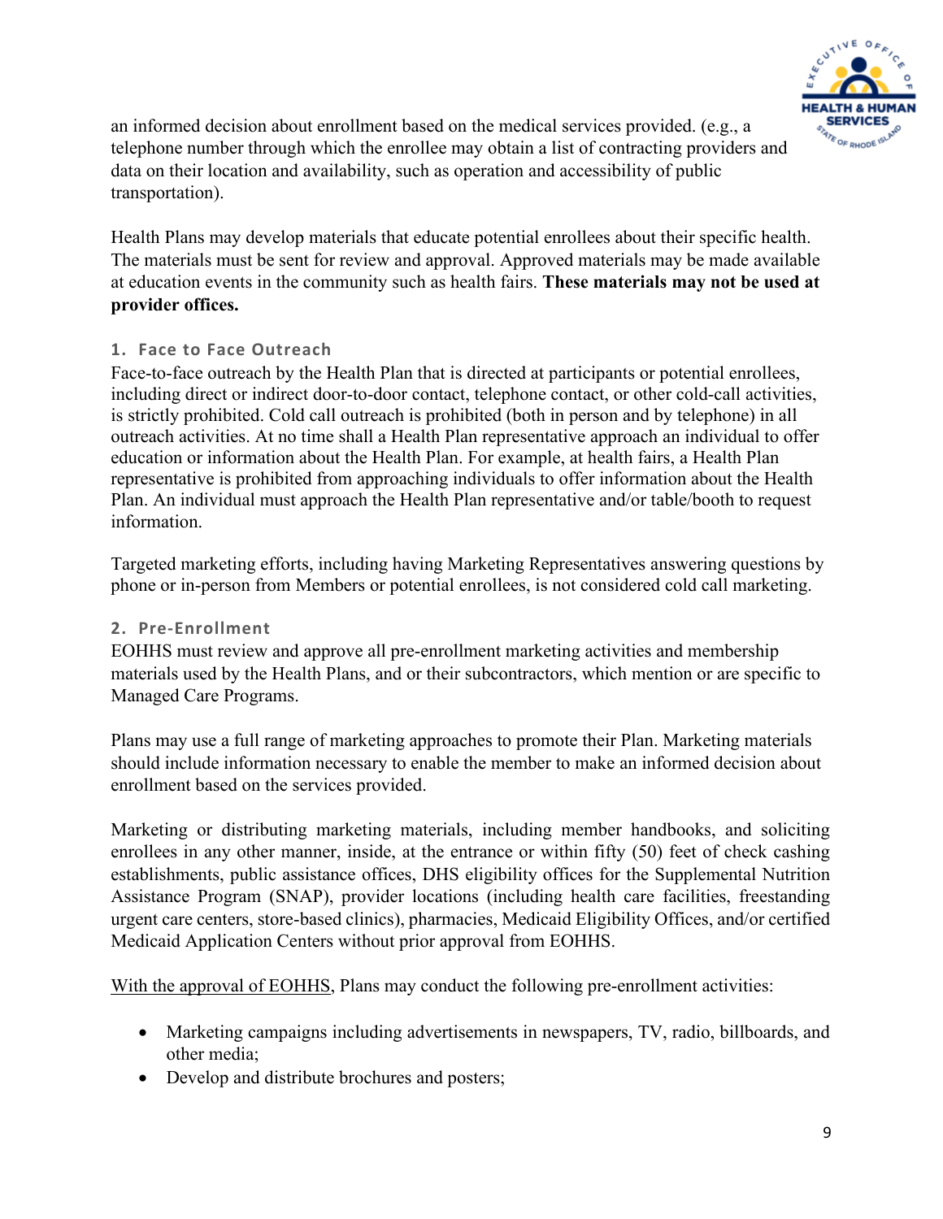an informed decision about enrollment based on the medical services provided. (e.g., a telephone number through which the enrollee may obtain a list of contracting providers and data on their location and availability, such as operation and accessibility of public transportation).

Health Plans may develop materials that educate potential enrollees about their specific health. The materials must be sent for review and approval. Approved materials may be made available at education events in the community such as health fairs. **These materials may not be used at provider offices.**

### 1. Face to Face Outreach

Face-to-face outreach by the Health Plan that is directed at participants or potential enrollees, including direct or indirect door-to-door contact, telephone contact, or other cold-call activities, is strictly prohibited. Cold call outreach is prohibited (both in person and by telephone) in all outreach activities. At no time shall a Health Plan representative approach an individual to offer education or information about the Health Plan. For example, at health fairs, a Health Plan representative is prohibited from approaching individuals to offer information about the Health Plan. An individual must approach the Health Plan representative and/or table/booth to request information.

Targeted marketing efforts, including having Marketing Representatives answering questions by phone or in-person from Members or potential enrollees, is not considered cold call marketing.

### 2. Pre-Enrollment

EOHHS must review and approve all pre-enrollment marketing activities and membership materials used by the Health Plans, and or their subcontractors, which mention or are specific to Managed Care Programs.

Plans may use a full range of marketing approaches to promote their Plan. Marketing materials should include information necessary to enable the member to make an informed decision about enrollment based on the services provided.

Marketing or distributing marketing materials, including member handbooks, and soliciting enrollees in any other manner, inside, at the entrance or within fifty (50) feet of check cashing establishments, public assistance offices, DHS eligibility offices for the Supplemental Nutrition Assistance Program (SNAP), provider locations (including health care facilities, freestanding urgent care centers, store-based clinics), pharmacies, Medicaid Eligibility Offices, and/or certified Medicaid Application Centers without prior approval from EOHHS.

<u>With the approval of EOHHS</u>, Plans may conduct the following pre-enrollment activities:

- Marketing campaigns including advertisements in newspapers, TV, radio, billboards, and other media;
- Develop and distribute brochures and posters;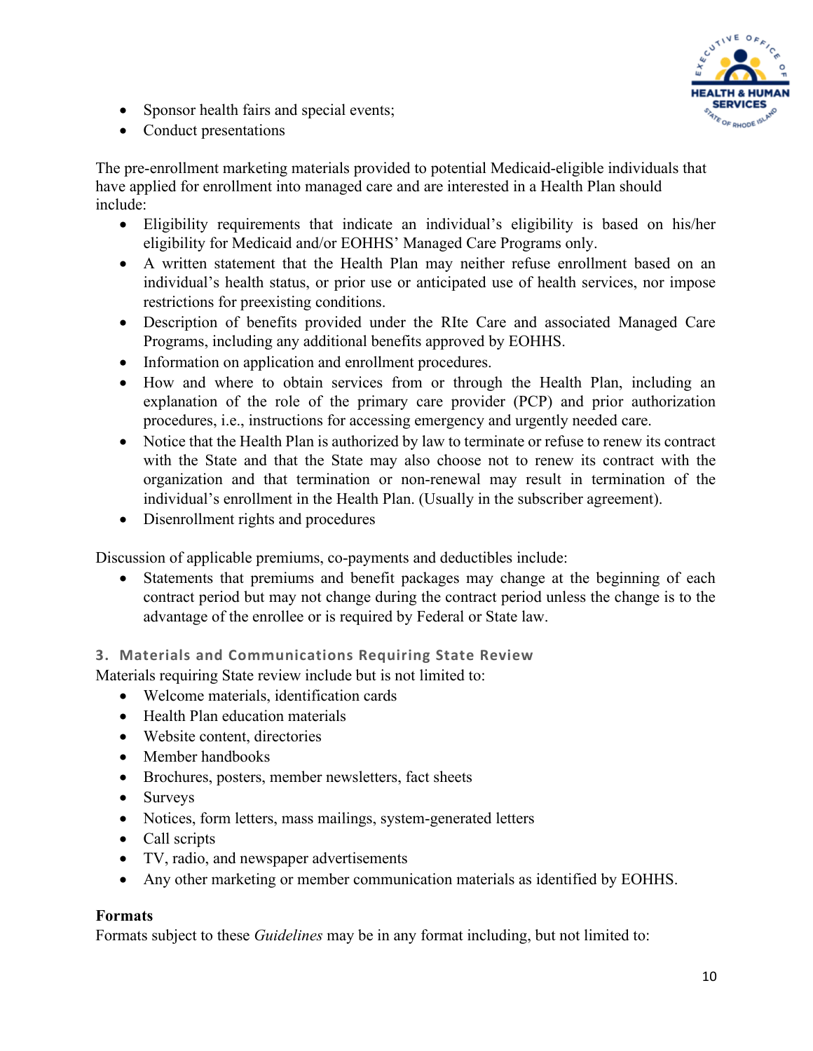- Sponsor health fairs and special events;
- Conduct presentations

The pre-enrollment marketing materials provided to potential Medicaid-eligible individuals that have applied for enrollment into managed care and are interested in a Health Plan should include:

- Eligibility requirements that indicate an individual's eligibility is based on his/her eligibility for Medicaid and/or EOHHS' Managed Care Programs only.
- A written statement that the Health Plan may neither refuse enrollment based on an individual's health status, or prior use or anticipated use of health services, nor impose restrictions for preexisting conditions.
- Description of benefits provided under the RIte Care and associated Managed Care Programs, including any additional benefits approved by EOHHS.
- Information on application and enrollment procedures.
- How and where to obtain services from or through the Health Plan, including an explanation of the role of the primary care provider (PCP) and prior authorization procedures, i.e., instructions for accessing emergency and urgently needed care.
- Notice that the Health Plan is authorized by law to terminate or refuse to renew its contract with the State and that the State may also choose not to renew its contract with the organization and that termination or non-renewal may result in termination of the individual's enrollment in the Health Plan. (Usually in the subscriber agreement).
- Disenrollment rights and procedures

Discussion of applicable premiums, co-payments and deductibles include:

- Statements that premiums and benefit packages may change at the beginning of each contract period but may not change during the contract period unless the change is to the advantage of the enrollee or is required by Federal or State law.

### 3. Materials and Communications Requiring State Review

Materials requiring State review include but is not limited to:

- Welcome materials, identification cards
- Health Plan education materials
- Website content, directories
- Member handbooks
- Brochures, posters, member newsletters, fact sheets
- Surveys
- Notices, form letters, mass mailings, system-generated letters
- Call scripts
- TV, radio, and newspaper advertisements
- Any other marketing or member communication materials as identified by EOHHS.

**Formats**

Formats subject to these *Guidelines* may be in any format including, but not limited to: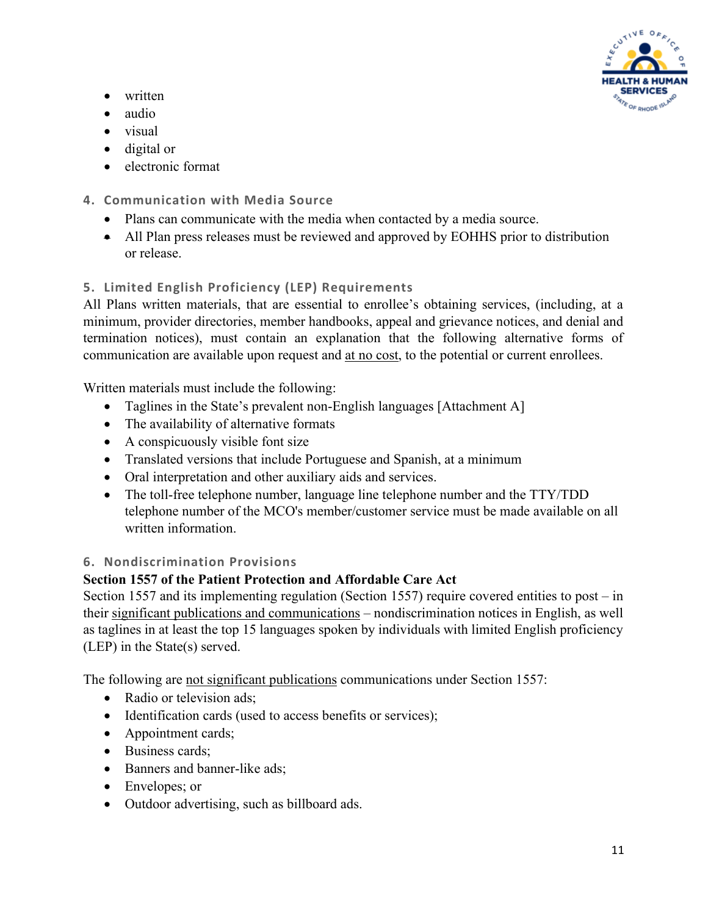- written
- audio
- visual
- digital or
- electronic format

### 4. Communication with Media Source

- Plans can communicate with the media when contacted by a media source.
- All Plan press releases must be reviewed and approved by EOHHS prior to distribution or release.

### 5. Limited English Proficiency (LEP) Requirements

All Plans written materials, that are essential to enrollee's obtaining services, (including, at a minimum, provider directories, member handbooks, appeal and grievance notices, and denial and termination notices), must contain an explanation that the following alternative forms of communication are available upon request and <u>at no cost</u>, to the potential or current enrollees.

Written materials must include the following:

- Taglines in the State's prevalent non-English languages [Attachment A]
- The availability of alternative formats
- A conspicuously visible font size
- Translated versions that include Portuguese and Spanish, at a minimum
- Oral interpretation and other auxiliary aids and services.
- The toll-free telephone number, language line telephone number and the TTY/TDD telephone number of the MCO's member/customer service must be made available on all written information.

### 6. Nondiscrimination Provisions

**Section 1557 of the Patient Protection and Affordable Care Act**

Section 1557 and its implementing regulation (Section 1557) require covered entities to post – in their <u>significant publications and communications</u> – nondiscrimination notices in English, as well as taglines in at least the top 15 languages spoken by individuals with limited English proficiency (LEP) in the State(s) served.

The following are <u>not significant publications</u> communications under Section 1557:

- Radio or television ads;
- Identification cards (used to access benefits or services);
- Appointment cards;
- Business cards;
- Banners and banner-like ads;
- Envelopes; or
- Outdoor advertising, such as billboard ads.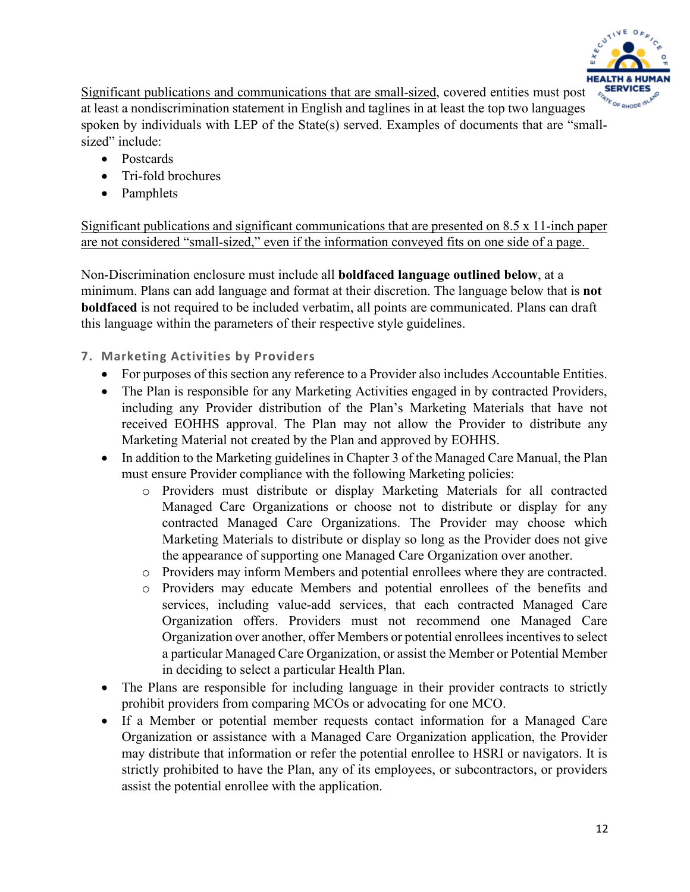Significant publications and communications that are small-sized, covered entities must post at least a nondiscrimination statement in English and taglines in at least the top two languages spoken by individuals with LEP of the State(s) served. Examples of documents that are "small-sized" include:

- Postcards
- Tri-fold brochures
- Pamphlets

Significant publications and significant communications that are presented on 8.5 x 11-inch paper are not considered "small-sized," even if the information conveyed fits on one side of a page.

Non-Discrimination enclosure must include all **boldfaced language outlined below**, at a minimum. Plans can add language and format at their discretion. The language below that is **not boldfaced** is not required to be included verbatim, all points are communicated. Plans can draft this language within the parameters of their respective style guidelines.

### 7. Marketing Activities by Providers

- For purposes of this section any reference to a Provider also includes Accountable Entities.
- The Plan is responsible for any Marketing Activities engaged in by contracted Providers, including any Provider distribution of the Plan's Marketing Materials that have not received EOHHS approval. The Plan may not allow the Provider to distribute any Marketing Material not created by the Plan and approved by EOHHS.
- In addition to the Marketing guidelines in Chapter 3 of the Managed Care Manual, the Plan must ensure Provider compliance with the following Marketing policies:
  - Providers must distribute or display Marketing Materials for all contracted Managed Care Organizations or choose not to distribute or display for any contracted Managed Care Organizations. The Provider may choose which Marketing Materials to distribute or display so long as the Provider does not give the appearance of supporting one Managed Care Organization over another.
  - Providers may inform Members and potential enrollees where they are contracted.
  - Providers may educate Members and potential enrollees of the benefits and services, including value-add services, that each contracted Managed Care Organization offers. Providers must not recommend one Managed Care Organization over another, offer Members or potential enrollees incentives to select a particular Managed Care Organization, or assist the Member or Potential Member in deciding to select a particular Health Plan.
- The Plans are responsible for including language in their provider contracts to strictly prohibit providers from comparing MCOs or advocating for one MCO.
- If a Member or potential member requests contact information for a Managed Care Organization or assistance with a Managed Care Organization application, the Provider may distribute that information or refer the potential enrollee to HSRI or navigators. It is strictly prohibited to have the Plan, any of its employees, or subcontractors, or providers assist the potential enrollee with the application.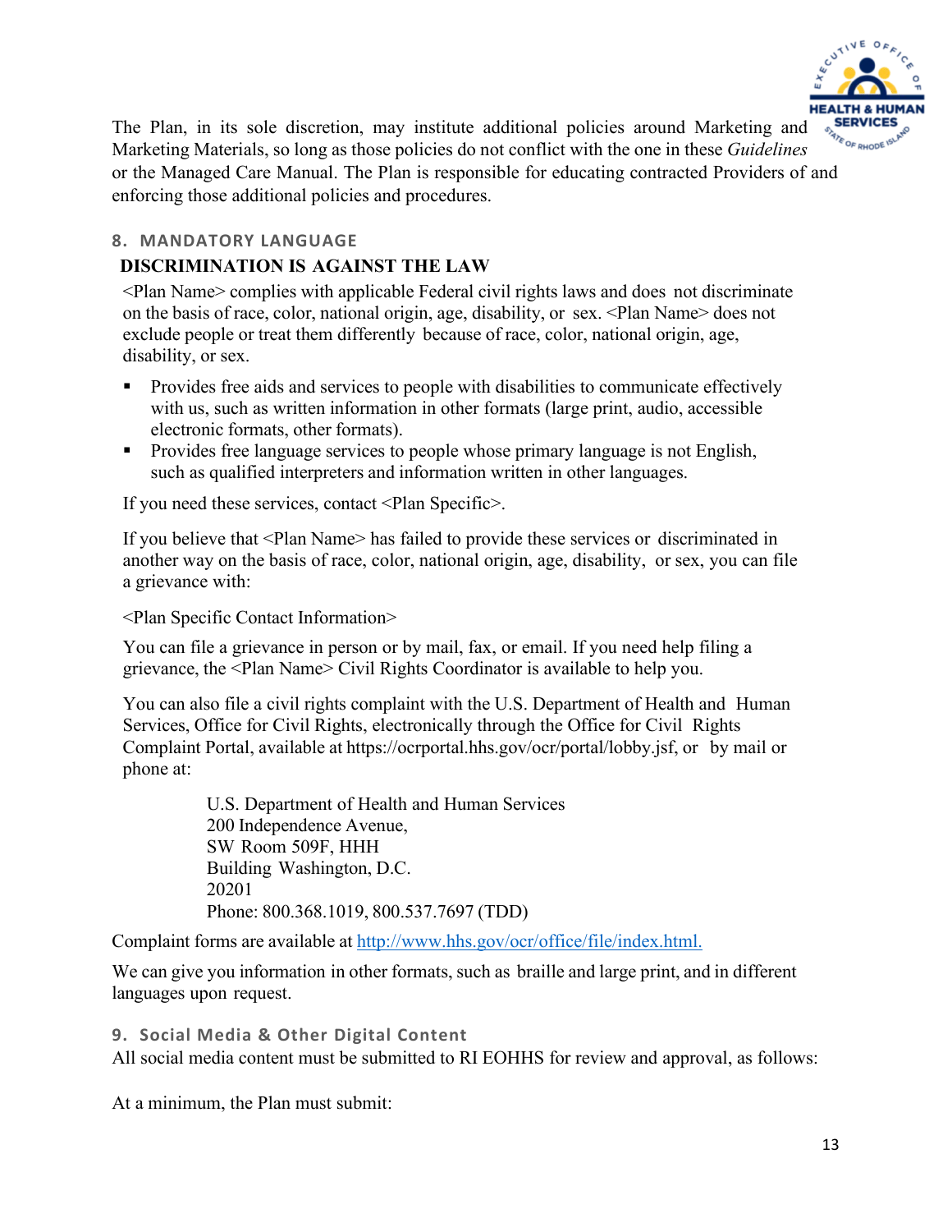The Plan, in its sole discretion, may institute additional policies around Marketing and Marketing Materials, so long as those policies do not conflict with the one in these *Guidelines* or the Managed Care Manual. The Plan is responsible for educating contracted Providers of and enforcing those additional policies and procedures.

## 8. MANDATORY LANGUAGE

**DISCRIMINATION IS AGAINST THE LAW**

<Plan Name> complies with applicable Federal civil rights laws and does not discriminate on the basis of race, color, national origin, age, disability, or sex. <Plan Name> does not exclude people or treat them differently because of race, color, national origin, age, disability, or sex.

- Provides free aids and services to people with disabilities to communicate effectively with us, such as written information in other formats (large print, audio, accessible electronic formats, other formats).
- Provides free language services to people whose primary language is not English, such as qualified interpreters and information written in other languages.

If you need these services, contact <Plan Specific>.

If you believe that <Plan Name> has failed to provide these services or discriminated in another way on the basis of race, color, national origin, age, disability, or sex, you can file a grievance with:

<Plan Specific Contact Information>

You can file a grievance in person or by mail, fax, or email. If you need help filing a grievance, the <Plan Name> Civil Rights Coordinator is available to help you.

You can also file a civil rights complaint with the U.S. Department of Health and Human Services, Office for Civil Rights, electronically through the Office for Civil Rights Complaint Portal, available at https://ocrportal.hhs.gov/ocr/portal/lobby.jsf, or by mail or phone at:

U.S. Department of Health and Human Services
200 Independence Avenue,
SW Room 509F, HHH
Building Washington, D.C.
20201
Phone: 800.368.1019, 800.537.7697 (TDD)

Complaint forms are available at http://www.hhs.gov/ocr/office/file/index.html.

We can give you information in other formats, such as braille and large print, and in different languages upon request.

## 9. Social Media & Other Digital Content

All social media content must be submitted to RI EOHHS for review and approval, as follows:

At a minimum, the Plan must submit: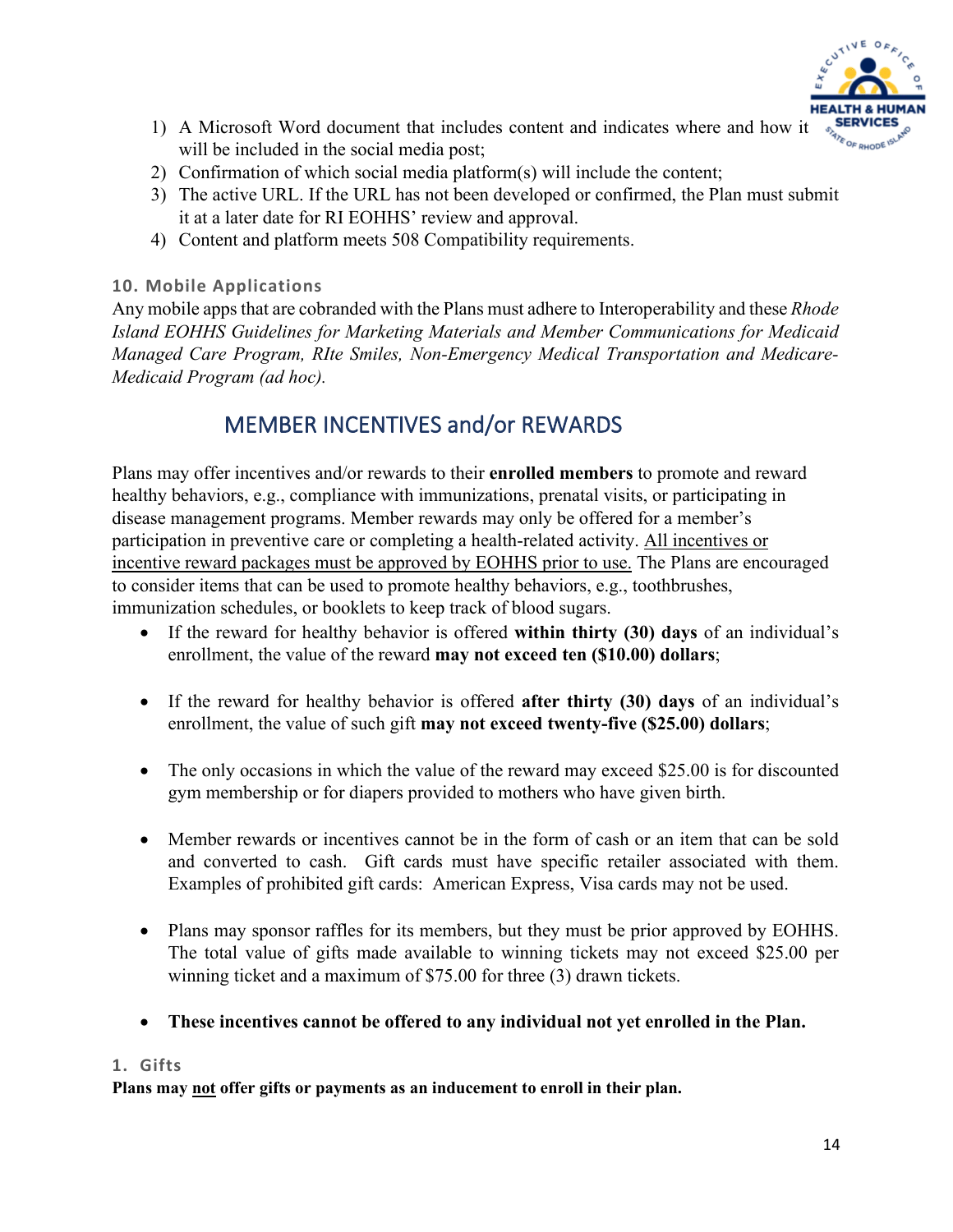1) A Microsoft Word document that includes content and indicates where and how it will be included in the social media post;
2) Confirmation of which social media platform(s) will include the content;
3) The active URL. If the URL has not been developed or confirmed, the Plan must submit it at a later date for RI EOHHS' review and approval.
4) Content and platform meets 508 Compatibility requirements.

### 10. Mobile Applications

Any mobile apps that are cobranded with the Plans must adhere to Interoperability and these *Rhode Island EOHHS Guidelines for Marketing Materials and Member Communications for Medicaid Managed Care Program, RIte Smiles, Non-Emergency Medical Transportation and Medicare-Medicaid Program (ad hoc).*

## MEMBER INCENTIVES and/or REWARDS

Plans may offer incentives and/or rewards to their **enrolled members** to promote and reward healthy behaviors, e.g., compliance with immunizations, prenatal visits, or participating in disease management programs. Member rewards may only be offered for a member's participation in preventive care or completing a health-related activity. All incentives or incentive reward packages must be approved by EOHHS prior to use. The Plans are encouraged to consider items that can be used to promote healthy behaviors, e.g., toothbrushes, immunization schedules, or booklets to keep track of blood sugars.

- If the reward for healthy behavior is offered **within thirty (30) days** of an individual's enrollment, the value of the reward **may not exceed ten ($10.00) dollars**;
- If the reward for healthy behavior is offered **after thirty (30) days** of an individual's enrollment, the value of such gift **may not exceed twenty-five ($25.00) dollars**;
- The only occasions in which the value of the reward may exceed $25.00 is for discounted gym membership or for diapers provided to mothers who have given birth.
- Member rewards or incentives cannot be in the form of cash or an item that can be sold and converted to cash. Gift cards must have specific retailer associated with them. Examples of prohibited gift cards: American Express, Visa cards may not be used.
- Plans may sponsor raffles for its members, but they must be prior approved by EOHHS. The total value of gifts made available to winning tickets may not exceed $25.00 per winning ticket and a maximum of $75.00 for three (3) drawn tickets.
- **These incentives cannot be offered to any individual not yet enrolled in the Plan.**

### 1. Gifts

**Plans may not offer gifts or payments as an inducement to enroll in their plan.**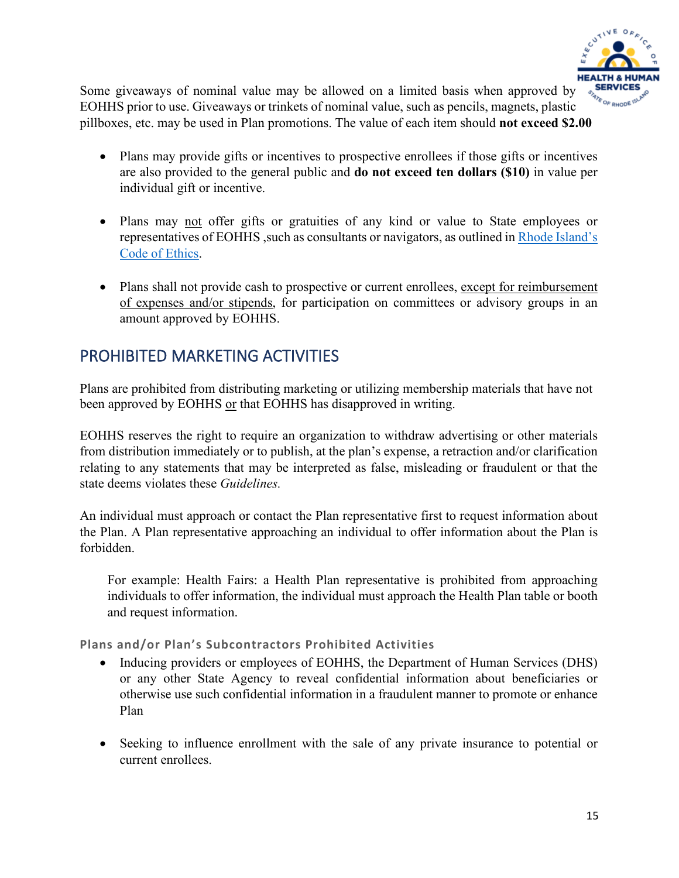Some giveaways of nominal value may be allowed on a limited basis when approved by EOHHS prior to use. Giveaways or trinkets of nominal value, such as pencils, magnets, plastic pillboxes, etc. may be used in Plan promotions. The value of each item should **not exceed $2.00**

- Plans may provide gifts or incentives to prospective enrollees if those gifts or incentives are also provided to the general public and **do not exceed ten dollars ($10)** in value per individual gift or incentive.

- Plans may not offer gifts or gratuities of any kind or value to State employees or representatives of EOHHS ,such as consultants or navigators, as outlined in [Rhode Island's Code of Ethics](#).

- Plans shall not provide cash to prospective or current enrollees, except for reimbursement of expenses and/or stipends, for participation on committees or advisory groups in an amount approved by EOHHS.

## PROHIBITED MARKETING ACTIVITIES

Plans are prohibited from distributing marketing or utilizing membership materials that have not been approved by EOHHS or that EOHHS has disapproved in writing.

EOHHS reserves the right to require an organization to withdraw advertising or other materials from distribution immediately or to publish, at the plan's expense, a retraction and/or clarification relating to any statements that may be interpreted as false, misleading or fraudulent or that the state deems violates these *Guidelines.*

An individual must approach or contact the Plan representative first to request information about the Plan. A Plan representative approaching an individual to offer information about the Plan is forbidden.

For example: Health Fairs: a Health Plan representative is prohibited from approaching individuals to offer information, the individual must approach the Health Plan table or booth and request information.

#### Plans and/or Plan's Subcontractors Prohibited Activities

- Inducing providers or employees of EOHHS, the Department of Human Services (DHS) or any other State Agency to reveal confidential information about beneficiaries or otherwise use such confidential information in a fraudulent manner to promote or enhance Plan

- Seeking to influence enrollment with the sale of any private insurance to potential or current enrollees.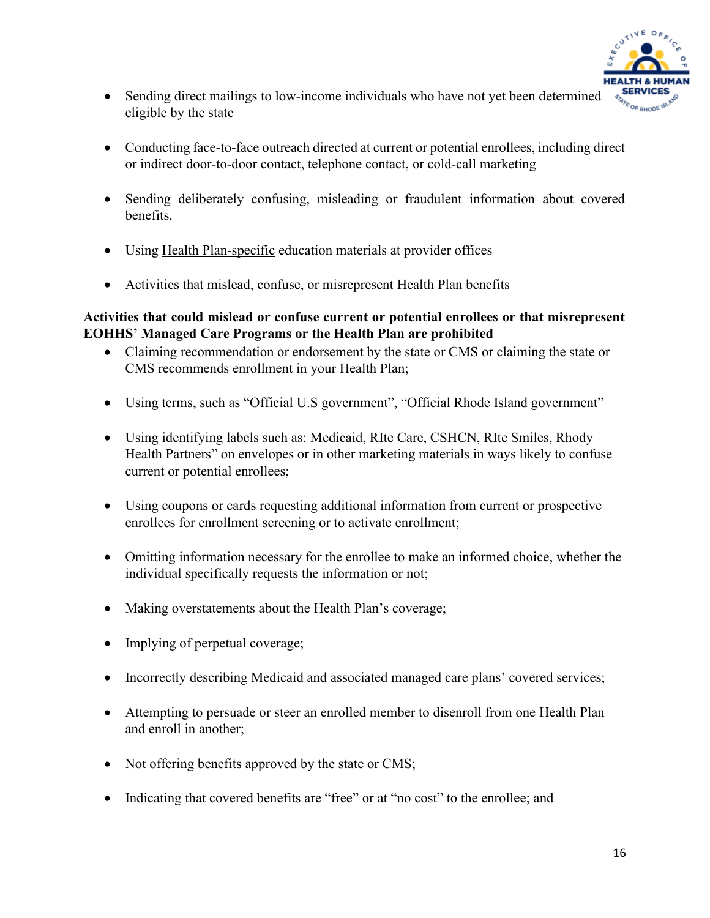- Sending direct mailings to low-income individuals who have not yet been determined eligible by the state

- Conducting face-to-face outreach directed at current or potential enrollees, including direct or indirect door-to-door contact, telephone contact, or cold-call marketing

- Sending deliberately confusing, misleading or fraudulent information about covered benefits.

- Using Health Plan-specific education materials at provider offices

- Activities that mislead, confuse, or misrepresent Health Plan benefits

**Activities that could mislead or confuse current or potential enrollees or that misrepresent EOHHS' Managed Care Programs or the Health Plan are prohibited**

- Claiming recommendation or endorsement by the state or CMS or claiming the state or CMS recommends enrollment in your Health Plan;

- Using terms, such as "Official U.S government", "Official Rhode Island government"

- Using identifying labels such as: Medicaid, RIte Care, CSHCN, RIte Smiles, Rhody Health Partners" on envelopes or in other marketing materials in ways likely to confuse current or potential enrollees;

- Using coupons or cards requesting additional information from current or prospective enrollees for enrollment screening or to activate enrollment;

- Omitting information necessary for the enrollee to make an informed choice, whether the individual specifically requests the information or not;

- Making overstatements about the Health Plan's coverage;

- Implying of perpetual coverage;

- Incorrectly describing Medicaid and associated managed care plans' covered services;

- Attempting to persuade or steer an enrolled member to disenroll from one Health Plan and enroll in another;

- Not offering benefits approved by the state or CMS;

- Indicating that covered benefits are "free" or at "no cost" to the enrollee; and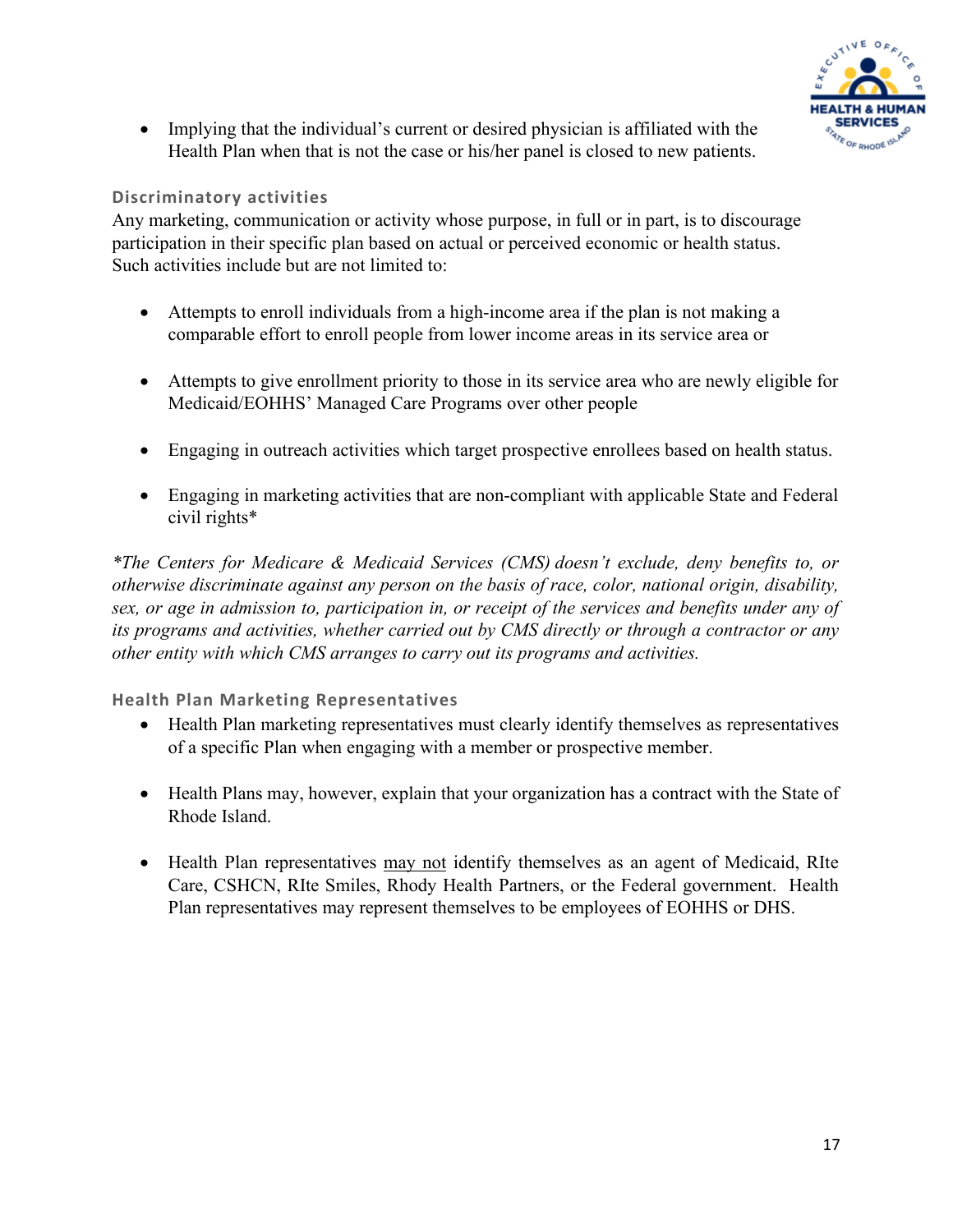- Implying that the individual's current or desired physician is affiliated with the Health Plan when that is not the case or his/her panel is closed to new patients.

### Discriminatory activities

Any marketing, communication or activity whose purpose, in full or in part, is to discourage participation in their specific plan based on actual or perceived economic or health status. Such activities include but are not limited to:

- Attempts to enroll individuals from a high-income area if the plan is not making a comparable effort to enroll people from lower income areas in its service area or

- Attempts to give enrollment priority to those in its service area who are newly eligible for Medicaid/EOHHS' Managed Care Programs over other people

- Engaging in outreach activities which target prospective enrollees based on health status.

- Engaging in marketing activities that are non-compliant with applicable State and Federal civil rights*

*\*The Centers for Medicare & Medicaid Services (CMS) doesn't exclude, deny benefits to, or otherwise discriminate against any person on the basis of race, color, national origin, disability, sex, or age in admission to, participation in, or receipt of the services and benefits under any of its programs and activities, whether carried out by CMS directly or through a contractor or any other entity with which CMS arranges to carry out its programs and activities.*

### Health Plan Marketing Representatives

- Health Plan marketing representatives must clearly identify themselves as representatives of a specific Plan when engaging with a member or prospective member.

- Health Plans may, however, explain that your organization has a contract with the State of Rhode Island.

- Health Plan representatives <u>may not</u> identify themselves as an agent of Medicaid, RIte Care, CSHCN, RIte Smiles, Rhody Health Partners, or the Federal government. Health Plan representatives may represent themselves to be employees of EOHHS or DHS.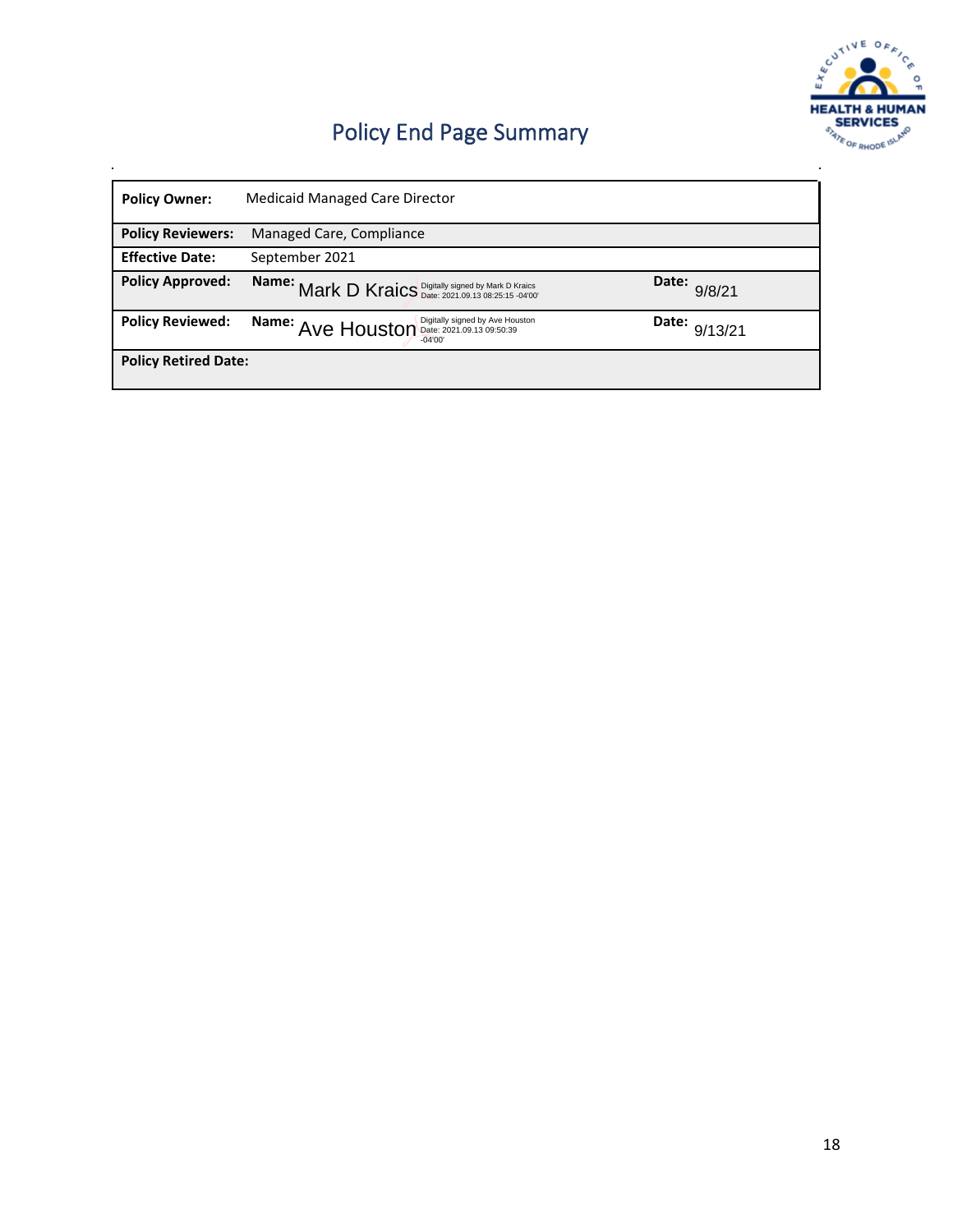# Policy End Page Summary

| | | |
|---|---|---|
| **Policy Owner:** | Medicaid Managed Care Director | |
| **Policy Reviewers:** | Managed Care, Compliance | |
| **Effective Date:** | September 2021 | |
| **Policy Approved:** | **Name:** Mark D Kraics Digitally signed by Mark D Kraics Date: 2021.09.13 08:25:15 -04'00' | **Date:** 9/8/21 |
| **Policy Reviewed:** | **Name:** Ave Houston Digitally signed by Ave Houston Date: 2021.09.13 09:50:39 -04'00' | **Date:** 9/13/21 |
| **Policy Retired Date:** | | |